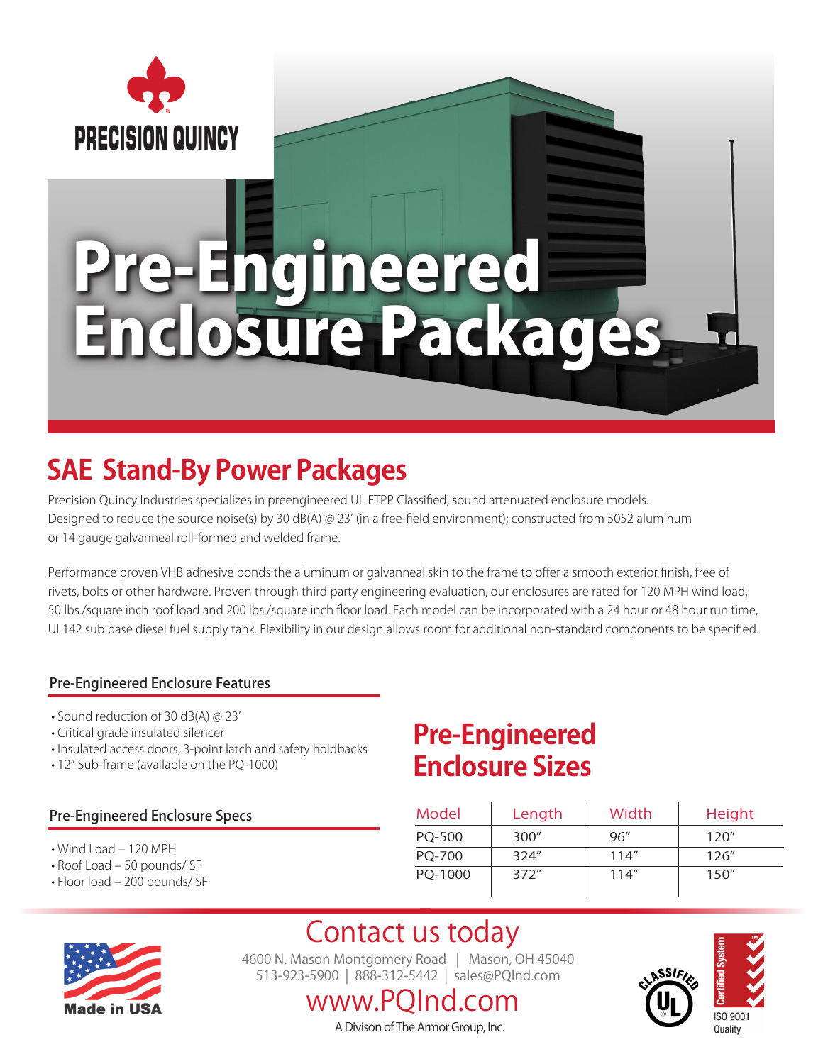PRECISION QUINCY

# Pre-Engineered Enclosure Packages

## SAE Stand-By Power Packages

Precision Quincy Industries specializes in preengineered UL FTPP Classified, sound attenuated enclosure models. Designed to reduce the source noise(s) by 30 dB(A) @ 23' (in a free-field environment); constructed from 5052 aluminum or 14 gauge galvanneal roll-formed and welded frame.

Performance proven VHB adhesive bonds the aluminum or galvanneal skin to the frame to offer a smooth exterior finish, free of rivets, bolts or other hardware. Proven through third party engineering evaluation, our enclosures are rated for 120 MPH wind load, 50 lbs./square inch roof load and 200 lbs./square inch floor load. Each model can be incorporated with a 24 hour or 48 hour run time, UL142 sub base diesel fuel supply tank. Flexibility in our design allows room for additional non-standard components to be specified.

### Pre-Engineered Enclosure Features

- Sound reduction of 30 dB(A) @ 23'
- Critical grade insulated silencer
- Insulated access doors, 3-point latch and safety holdbacks
- 12" Sub-frame (available on the PQ-1000)

### Pre-Engineered Enclosure Specs

- Wind Load – 120 MPH
- Roof Load – 50 pounds/ SF
- Floor load – 200 pounds/ SF

## Pre-Engineered Enclosure Sizes

| Model | Length | Width | Height |
|---|---|---|---|
| PQ-500 | 300" | 96" | 120" |
| PQ-700 | 324" | 114" | 126" |
| PQ-1000 | 372" | 114" | 150" |

Made in USA

## Contact us today

4600 N. Mason Montgomery Road | Mason, OH 45040
513-923-5900 | 888-312-5442 | sales@PQInd.com

www.PQInd.com

A Divison of The Armor Group, Inc.

CLASSIFIED UL

Certified System ISO 9001 Quality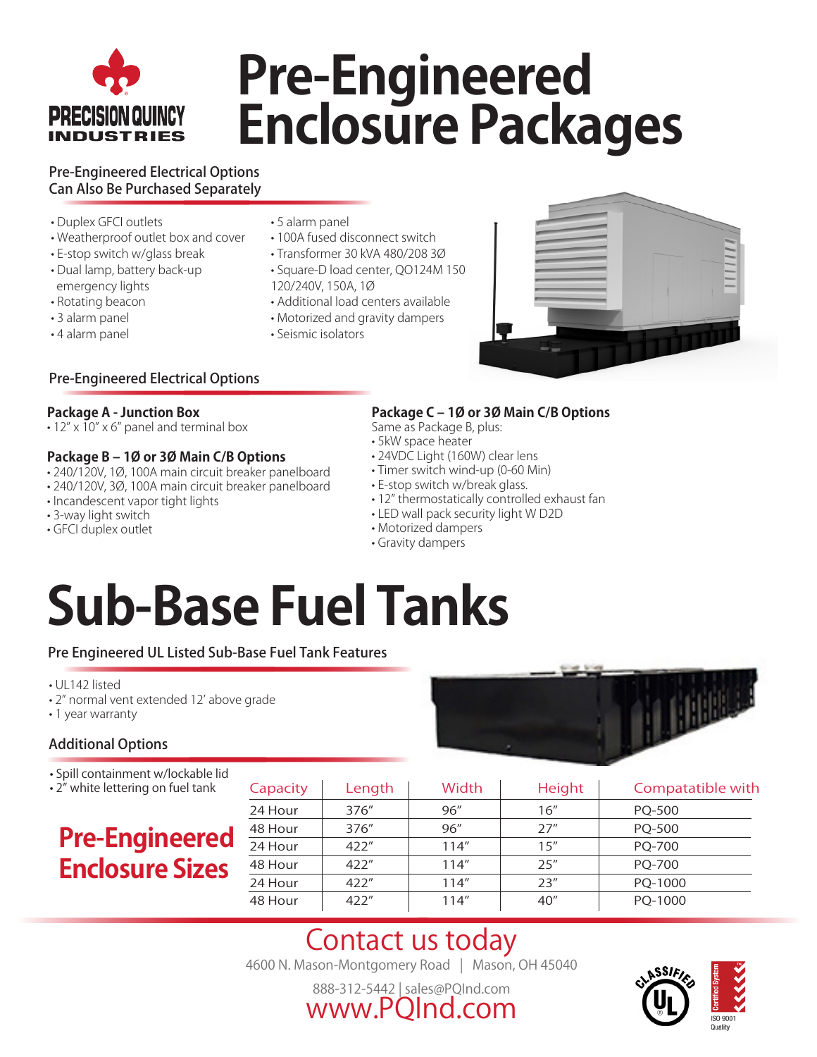PRECISION QUINCY INDUSTRIES

# Pre-Engineered Enclosure Packages

## Pre-Engineered Electrical Options Can Also Be Purchased Separately

- Duplex GFCI outlets
- Weatherproof outlet box and cover
- E-stop switch w/glass break
- Dual lamp, battery back-up emergency lights
- Rotating beacon
- 3 alarm panel
- 4 alarm panel
- 5 alarm panel
- 100A fused disconnect switch
- Transformer 30 kVA 480/208 3Ø
- Square-D load center, QO124M 150 120/240V, 150A, 1Ø
- Additional load centers available
- Motorized and gravity dampers
- Seismic isolators

## Pre-Engineered Electrical Options

### Package A - Junction Box

- 12″ x 10″ x 6″ panel and terminal box

### Package B – 1Ø or 3Ø Main C/B Options

- 240/120V, 1Ø, 100A main circuit breaker panelboard
- 240/120V, 3Ø, 100A main circuit breaker panelboard
- Incandescent vapor tight lights
- 3-way light switch
- GFCI duplex outlet

### Package C – 1Ø or 3Ø Main C/B Options

Same as Package B, plus:

- 5kW space heater
- 24VDC Light (160W) clear lens
- Timer switch wind-up (0-60 Min)
- E-stop switch w/break glass.
- 12″ thermostatically controlled exhaust fan
- LED wall pack security light W D2D
- Motorized dampers
- Gravity dampers

# Sub-Base Fuel Tanks

## Pre Engineered UL Listed Sub-Base Fuel Tank Features

- UL142 listed
- 2″ normal vent extended 12′ above grade
- 1 year warranty

## Additional Options

- Spill containment w/lockable lid
- 2″ white lettering on fuel tank

## Pre-Engineered Enclosure Sizes

| Capacity | Length | Width | Height | Compatatible with |
|---|---|---|---|---|
| 24 Hour | 376″ | 96″ | 16″ | PQ-500 |
| 48 Hour | 376″ | 96″ | 27″ | PQ-500 |
| 24 Hour | 422″ | 114″ | 15″ | PQ-700 |
| 48 Hour | 422″ | 114″ | 25″ | PQ-700 |
| 24 Hour | 422″ | 114″ | 23″ | PQ-1000 |
| 48 Hour | 422″ | 114″ | 40″ | PQ-1000 |

## Contact us today

4600 N. Mason-Montgomery Road | Mason, OH 45040

888-312-5442 | sales@PQInd.com

www.PQInd.com

CLASSIFIED UL

Certified System ISO 9001 Quality